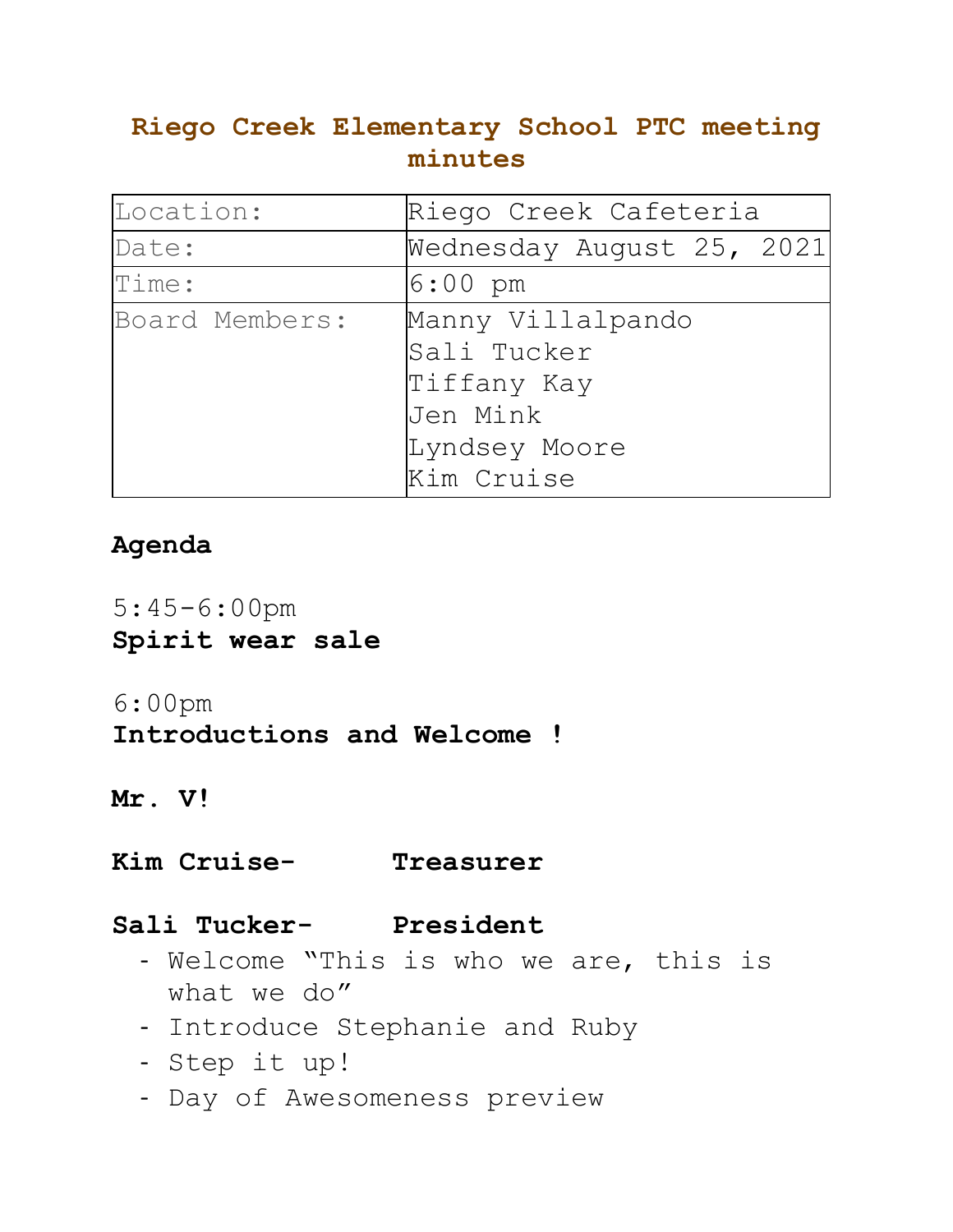# Riego Creek Elementary School PTC meeting minutes

| Location: | Riego Creek Cafeteria |
|---|---|
| Date: | Wednesday August 25, 2021 |
| Time: | 6:00 pm |
| Board Members: | Manny Villalpando<br>Sali Tucker<br>Tiffany Kay<br>Jen Mink<br>Lyndsey Moore<br>Kim Cruise |

**Agenda**

5:45-6:00pm
**Spirit wear sale**

6:00pm
**Introductions and Welcome !**

**Mr. V!**

**Kim Cruise- Treasurer**

**Sali Tucker- President**

- Welcome "This is who we are, this is what we do"
- Introduce Stephanie and Ruby
- Step it up!
- Day of Awesomeness preview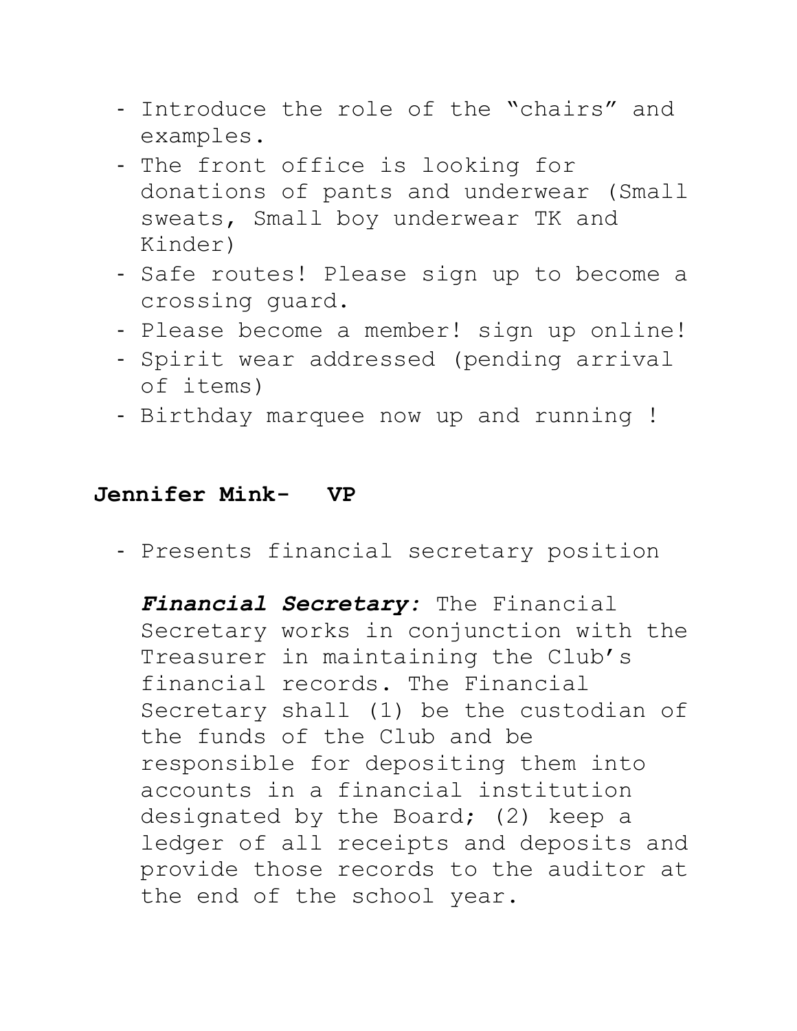- Introduce the role of the "chairs" and examples.
- The front office is looking for donations of pants and underwear (Small sweats, Small boy underwear TK and Kinder)
- Safe routes! Please sign up to become a crossing guard.
- Please become a member! sign up online!
- Spirit wear addressed (pending arrival of items)
- Birthday marquee now up and running !

**Jennifer Mink- VP**

- Presents financial secretary position

  ***Financial Secretary:*** The Financial Secretary works in conjunction with the Treasurer in maintaining the Club's financial records. The Financial Secretary shall (1) be the custodian of the funds of the Club and be responsible for depositing them into accounts in a financial institution designated by the Board; (2) keep a ledger of all receipts and deposits and provide those records to the auditor at the end of the school year.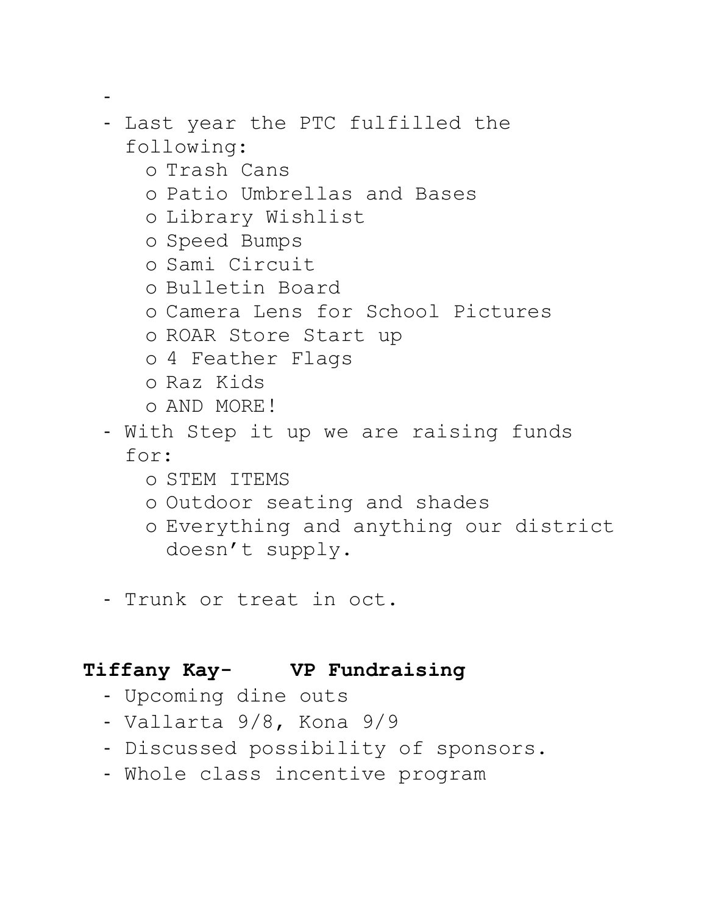-
- Last year the PTC fulfilled the following:
  - Trash Cans
  - Patio Umbrellas and Bases
  - Library Wishlist
  - Speed Bumps
  - Sami Circuit
  - Bulletin Board
  - Camera Lens for School Pictures
  - ROAR Store Start up
  - 4 Feather Flags
  - Raz Kids
  - AND MORE!
- With Step it up we are raising funds for:
  - STEM ITEMS
  - Outdoor seating and shades
  - Everything and anything our district doesn't supply.
- Trunk or treat in oct.

**Tiffany Kay- VP Fundraising**

- Upcoming dine outs
- Vallarta 9/8, Kona 9/9
- Discussed possibility of sponsors.
- Whole class incentive program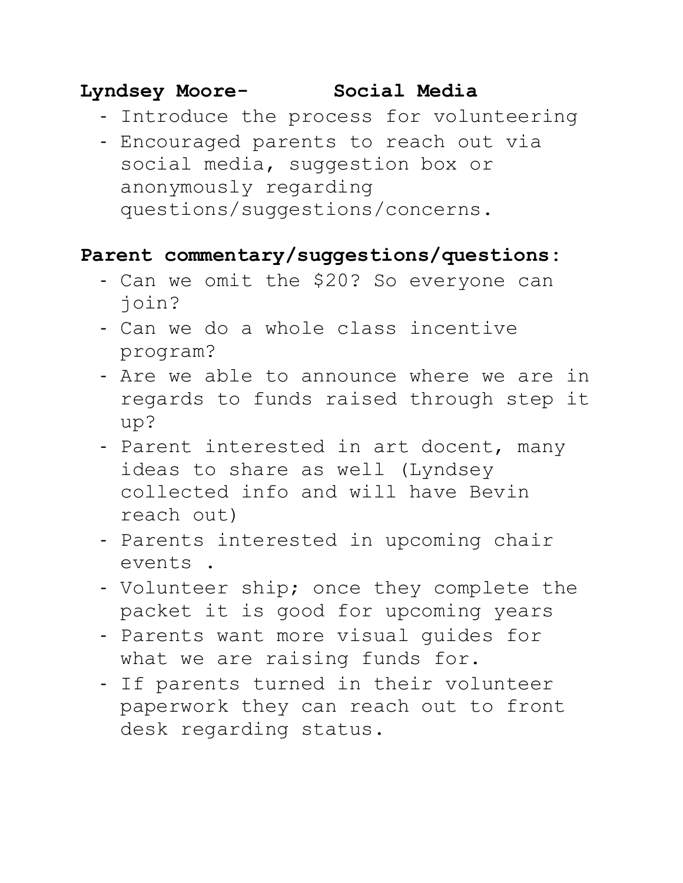**Lyndsey Moore- Social Media**

- Introduce the process for volunteering
- Encouraged parents to reach out via social media, suggestion box or anonymously regarding questions/suggestions/concerns.

**Parent commentary/suggestions/questions:**

- Can we omit the $20? So everyone can join?
- Can we do a whole class incentive program?
- Are we able to announce where we are in regards to funds raised through step it up?
- Parent interested in art docent, many ideas to share as well (Lyndsey collected info and will have Bevin reach out)
- Parents interested in upcoming chair events .
- Volunteer ship; once they complete the packet it is good for upcoming years
- Parents want more visual guides for what we are raising funds for.
- If parents turned in their volunteer paperwork they can reach out to front desk regarding status.